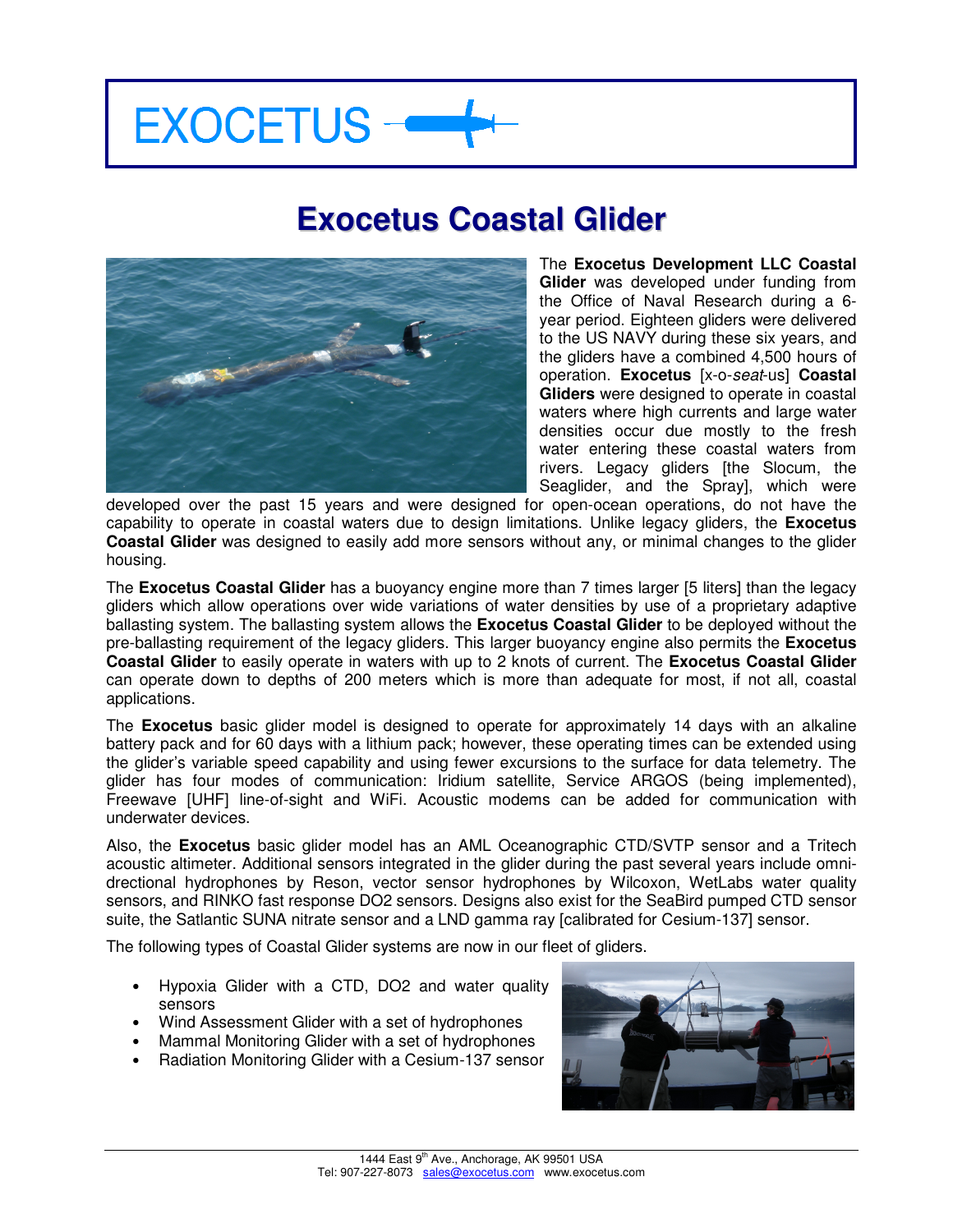EXOCETUS

# Exocetus Coastal Glider

The **Exocetus Development LLC Coastal Glider** was developed under funding from the Office of Naval Research during a 6-year period. Eighteen gliders were delivered to the US NAVY during these six years, and the gliders have a combined 4,500 hours of operation. **Exocetus** [x-o-*seat*-us] **Coastal Gliders** were designed to operate in coastal waters where high currents and large water densities occur due mostly to the fresh water entering these coastal waters from rivers. Legacy gliders [the Slocum, the Seaglider, and the Spray], which were developed over the past 15 years and were designed for open-ocean operations, do not have the capability to operate in coastal waters due to design limitations. Unlike legacy gliders, the **Exocetus Coastal Glider** was designed to easily add more sensors without any, or minimal changes to the glider housing.

The **Exocetus Coastal Glider** has a buoyancy engine more than 7 times larger [5 liters] than the legacy gliders which allow operations over wide variations of water densities by use of a proprietary adaptive ballasting system. The ballasting system allows the **Exocetus Coastal Glider** to be deployed without the pre-ballasting requirement of the legacy gliders. This larger buoyancy engine also permits the **Exocetus Coastal Glider** to easily operate in waters with up to 2 knots of current. The **Exocetus Coastal Glider** can operate down to depths of 200 meters which is more than adequate for most, if not all, coastal applications.

The **Exocetus** basic glider model is designed to operate for approximately 14 days with an alkaline battery pack and for 60 days with a lithium pack; however, these operating times can be extended using the glider's variable speed capability and using fewer excursions to the surface for data telemetry. The glider has four modes of communication: Iridium satellite, Service ARGOS (being implemented), Freewave [UHF] line-of-sight and WiFi. Acoustic modems can be added for communication with underwater devices.

Also, the **Exocetus** basic glider model has an AML Oceanographic CTD/SVTP sensor and a Tritech acoustic altimeter. Additional sensors integrated in the glider during the past several years include omni-drectional hydrophones by Reson, vector sensor hydrophones by Wilcoxon, WetLabs water quality sensors, and RINKO fast response DO2 sensors. Designs also exist for the SeaBird pumped CTD sensor suite, the Satlantic SUNA nitrate sensor and a LND gamma ray [calibrated for Cesium-137] sensor.

The following types of Coastal Glider systems are now in our fleet of gliders.

- Hypoxia Glider with a CTD, DO2 and water quality sensors
- Wind Assessment Glider with a set of hydrophones
- Mammal Monitoring Glider with a set of hydrophones
- Radiation Monitoring Glider with a Cesium-137 sensor

1444 East 9th Ave., Anchorage, AK 99501 USA
Tel: 907-227-8073 sales@exocetus.com www.exocetus.com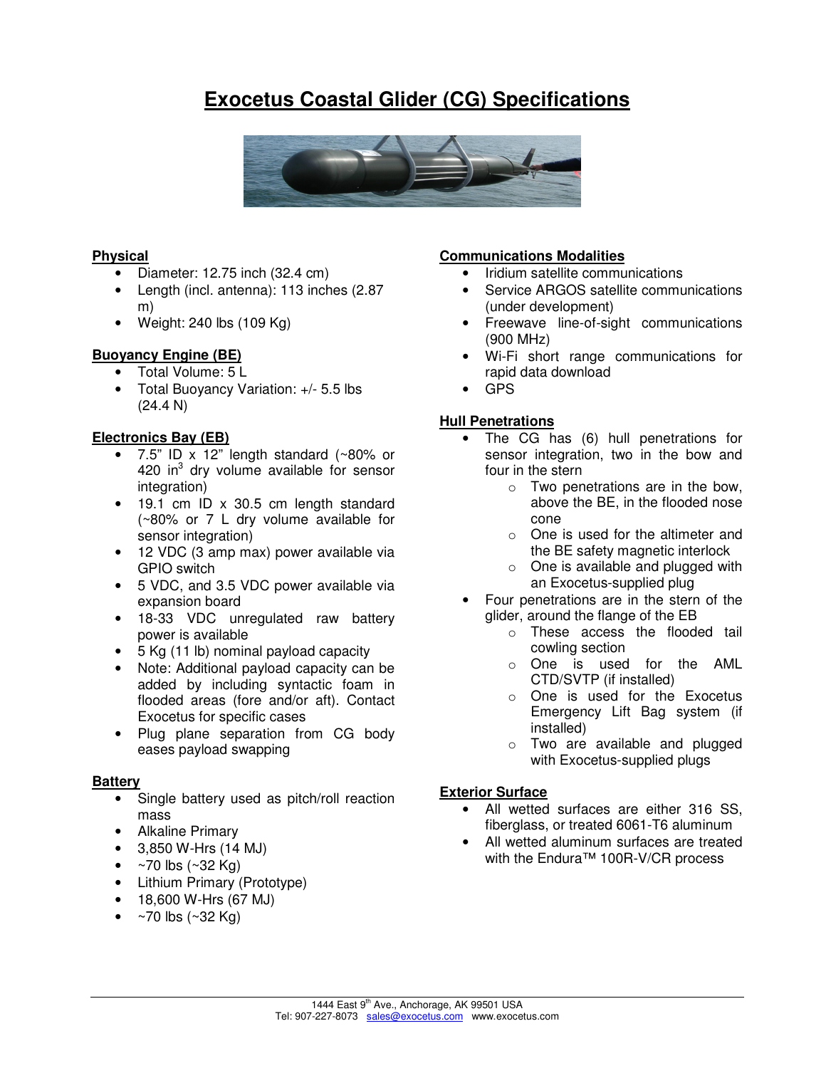# Exocetus Coastal Glider (CG) Specifications

## Physical

- Diameter: 12.75 inch (32.4 cm)
- Length (incl. antenna): 113 inches (2.87 m)
- Weight: 240 lbs (109 Kg)

## Buoyancy Engine (BE)

- Total Volume: 5 L
- Total Buoyancy Variation: +/- 5.5 lbs (24.4 N)

## Electronics Bay (EB)

- 7.5" ID x 12" length standard (~80% or 420 in$^3$ dry volume available for sensor integration)
- 19.1 cm ID x 30.5 cm length standard (~80% or 7 L dry volume available for sensor integration)
- 12 VDC (3 amp max) power available via GPIO switch
- 5 VDC, and 3.5 VDC power available via expansion board
- 18-33 VDC unregulated raw battery power is available
- 5 Kg (11 lb) nominal payload capacity
- Note: Additional payload capacity can be added by including syntactic foam in flooded areas (fore and/or aft). Contact Exocetus for specific cases
- Plug plane separation from CG body eases payload swapping

## Battery

- Single battery used as pitch/roll reaction mass
- Alkaline Primary
- 3,850 W-Hrs (14 MJ)
- ~70 lbs (~32 Kg)
- Lithium Primary (Prototype)
- 18,600 W-Hrs (67 MJ)
- ~70 lbs (~32 Kg)

## Communications Modalities

- Iridium satellite communications
- Service ARGOS satellite communications (under development)
- Freewave line-of-sight communications (900 MHz)
- Wi-Fi short range communications for rapid data download
- GPS

## Hull Penetrations

- The CG has (6) hull penetrations for sensor integration, two in the bow and four in the stern
  - Two penetrations are in the bow, above the BE, in the flooded nose cone
  - One is used for the altimeter and the BE safety magnetic interlock
  - One is available and plugged with an Exocetus-supplied plug
- Four penetrations are in the stern of the glider, around the flange of the EB
  - These access the flooded tail cowling section
  - One is used for the AML CTD/SVTP (if installed)
  - One is used for the Exocetus Emergency Lift Bag system (if installed)
  - Two are available and plugged with Exocetus-supplied plugs

## Exterior Surface

- All wetted surfaces are either 316 SS, fiberglass, or treated 6061-T6 aluminum
- All wetted aluminum surfaces are treated with the Endura™ 100R-V/CR process

1444 East 9th Ave., Anchorage, AK 99501 USA
Tel: 907-227-8073 sales@exocetus.com www.exocetus.com